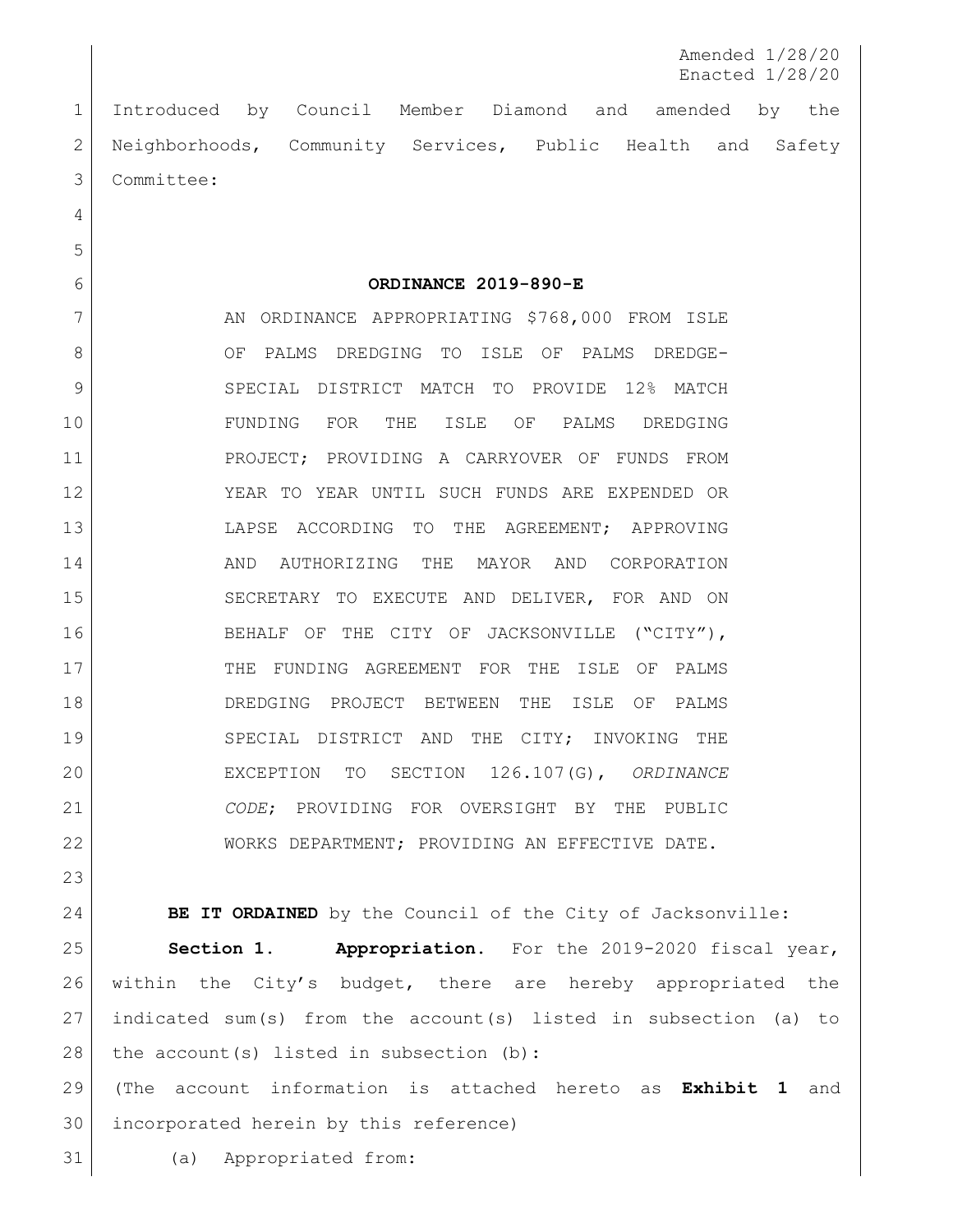Amended 1/28/20
Enacted 1/28/20

Introduced by Council Member Diamond and amended by the Neighborhoods, Community Services, Public Health and Safety Committee:

**ORDINANCE 2019-890-E**

AN ORDINANCE APPROPRIATING $768,000 FROM ISLE OF PALMS DREDGING TO ISLE OF PALMS DREDGE-SPECIAL DISTRICT MATCH TO PROVIDE 12% MATCH FUNDING FOR THE ISLE OF PALMS DREDGING PROJECT; PROVIDING A CARRYOVER OF FUNDS FROM YEAR TO YEAR UNTIL SUCH FUNDS ARE EXPENDED OR LAPSE ACCORDING TO THE AGREEMENT; APPROVING AND AUTHORIZING THE MAYOR AND CORPORATION SECRETARY TO EXECUTE AND DELIVER, FOR AND ON BEHALF OF THE CITY OF JACKSONVILLE ("CITY"), THE FUNDING AGREEMENT FOR THE ISLE OF PALMS DREDGING PROJECT BETWEEN THE ISLE OF PALMS SPECIAL DISTRICT AND THE CITY; INVOKING THE EXCEPTION TO SECTION 126.107(G), *ORDINANCE CODE*; PROVIDING FOR OVERSIGHT BY THE PUBLIC WORKS DEPARTMENT; PROVIDING AN EFFECTIVE DATE.

**BE IT ORDAINED** by the Council of the City of Jacksonville:

**Section 1. Appropriation.** For the 2019-2020 fiscal year, within the City's budget, there are hereby appropriated the indicated sum(s) from the account(s) listed in subsection (a) to the account(s) listed in subsection (b):

(The account information is attached hereto as **Exhibit 1** and incorporated herein by this reference)

(a) Appropriated from: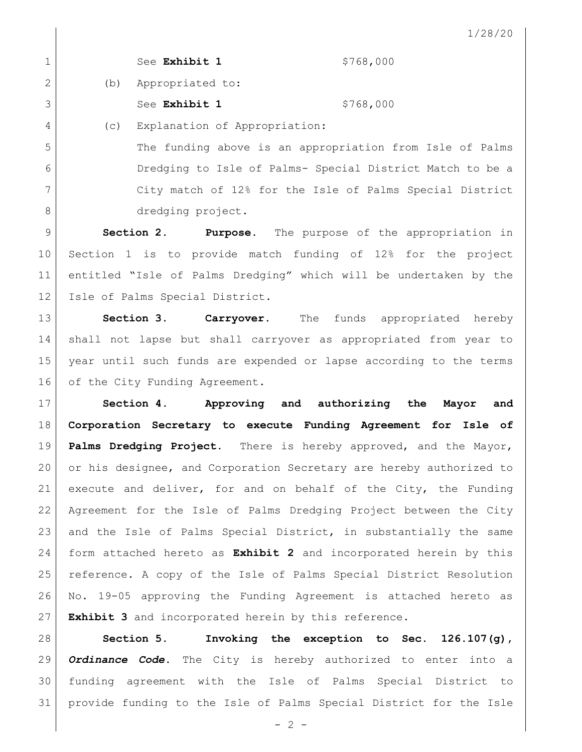See **Exhibit 1** $768,000

(b) Appropriated to:

See **Exhibit 1** $768,000

(c) Explanation of Appropriation:

The funding above is an appropriation from Isle of Palms Dredging to Isle of Palms- Special District Match to be a City match of 12% for the Isle of Palms Special District dredging project.

**Section 2. Purpose.** The purpose of the appropriation in Section 1 is to provide match funding of 12% for the project entitled "Isle of Palms Dredging" which will be undertaken by the Isle of Palms Special District.

**Section 3. Carryover.** The funds appropriated hereby shall not lapse but shall carryover as appropriated from year to year until such funds are expended or lapse according to the terms of the City Funding Agreement.

**Section 4. Approving and authorizing the Mayor and Corporation Secretary to execute Funding Agreement for Isle of Palms Dredging Project.** There is hereby approved, and the Mayor, or his designee, and Corporation Secretary are hereby authorized to execute and deliver, for and on behalf of the City, the Funding Agreement for the Isle of Palms Dredging Project between the City and the Isle of Palms Special District, in substantially the same form attached hereto as **Exhibit 2** and incorporated herein by this reference. A copy of the Isle of Palms Special District Resolution No. 19-05 approving the Funding Agreement is attached hereto as **Exhibit 3** and incorporated herein by this reference.

**Section 5. Invoking the exception to Sec. 126.107(g), *Ordinance Code*.** The City is hereby authorized to enter into a funding agreement with the Isle of Palms Special District to provide funding to the Isle of Palms Special District for the Isle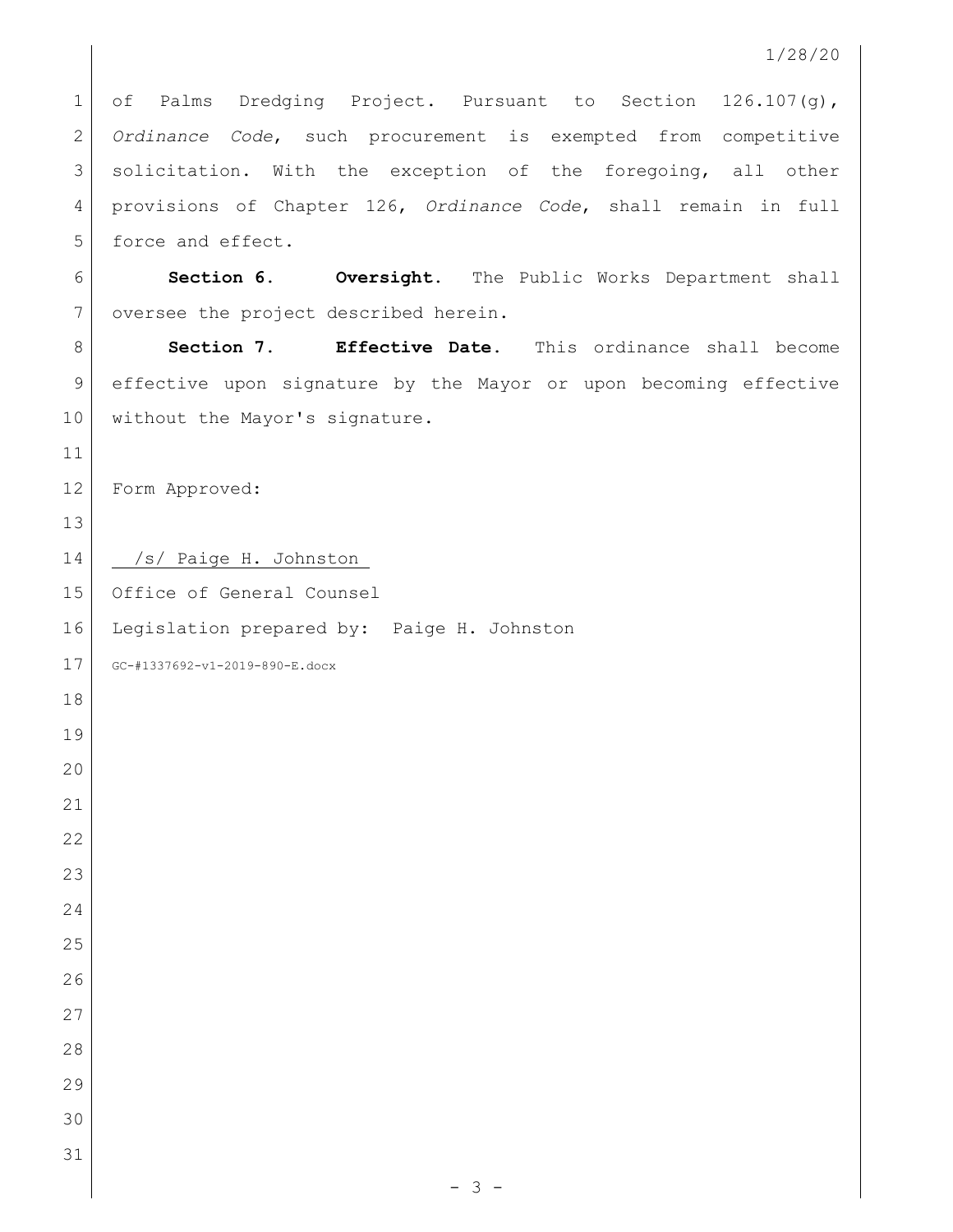of Palms Dredging Project. Pursuant to Section 126.107(g), *Ordinance Code*, such procurement is exempted from competitive solicitation. With the exception of the foregoing, all other provisions of Chapter 126, *Ordinance Code*, shall remain in full force and effect.

**Section 6. Oversight.** The Public Works Department shall oversee the project described herein.

**Section 7. Effective Date.** This ordinance shall become effective upon signature by the Mayor or upon becoming effective without the Mayor's signature.

Form Approved:

/s/ Paige H. Johnston

Office of General Counsel

Legislation prepared by: Paige H. Johnston

GC-#1337692-v1-2019-890-E.docx